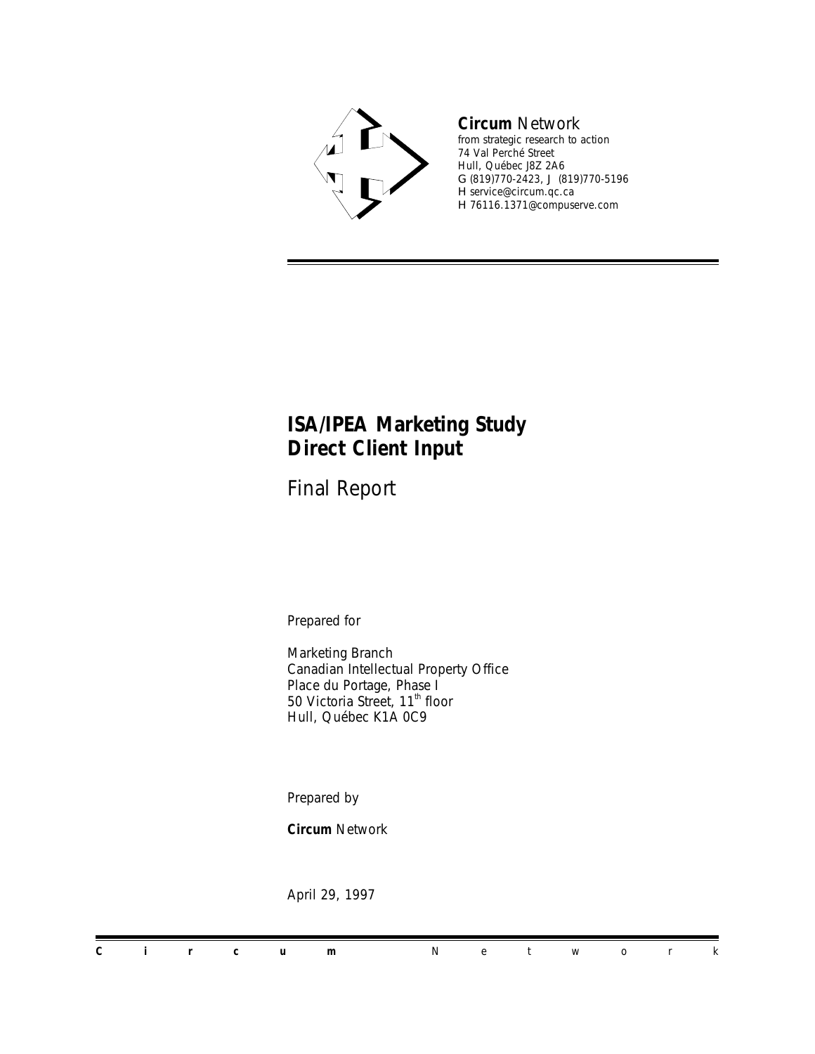**Circum** Network
from strategic research to action
74 Val Perché Street
Hull, Québec J8Z 2A6
G (819)770-2423, J (819)770-5196
H service@circum.qc.ca
H 76116.1371@compuserve.com

# ISA/IPEA Marketing Study
# Direct Client Input

## Final Report

Prepared for

Marketing Branch
Canadian Intellectual Property Office
Place du Portage, Phase I
50 Victoria Street, 11th floor
Hull, Québec K1A 0C9

Prepared by

**Circum** Network

April 29, 1997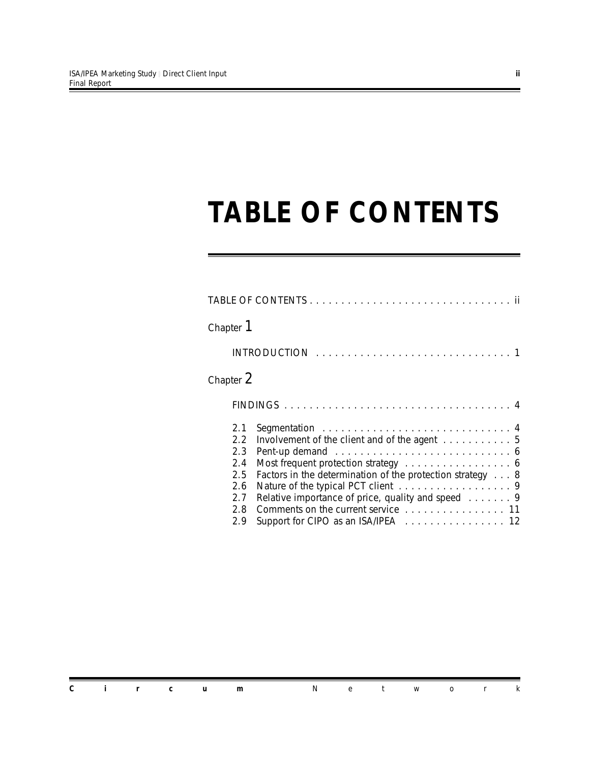# TABLE OF CONTENTS

TABLE OF CONTENTS . . . . . . . . . . . . . . . . . . . . . . . . . . . . . . . . . ii

Chapter 1

INTRODUCTION . . . . . . . . . . . . . . . . . . . . . . . . . . . . . . . . 1

Chapter 2

FINDINGS . . . . . . . . . . . . . . . . . . . . . . . . . . . . . . . . . . . . . 4

2.1 Segmentation . . . . . . . . . . . . . . . . . . . . . . . . . . . . . . . 4
2.2 Involvement of the client and of the agent . . . . . . . . . . . 5
2.3 Pent-up demand . . . . . . . . . . . . . . . . . . . . . . . . . . . . . 6
2.4 Most frequent protection strategy . . . . . . . . . . . . . . . . . 6
2.5 Factors in the determination of the protection strategy . . . 8
2.6 Nature of the typical PCT client . . . . . . . . . . . . . . . . . . 9
2.7 Relative importance of price, quality and speed . . . . . . . 9
2.8 Comments on the current service . . . . . . . . . . . . . . . . . 11
2.9 Support for CIPO as an ISA/IPEA . . . . . . . . . . . . . . . . 12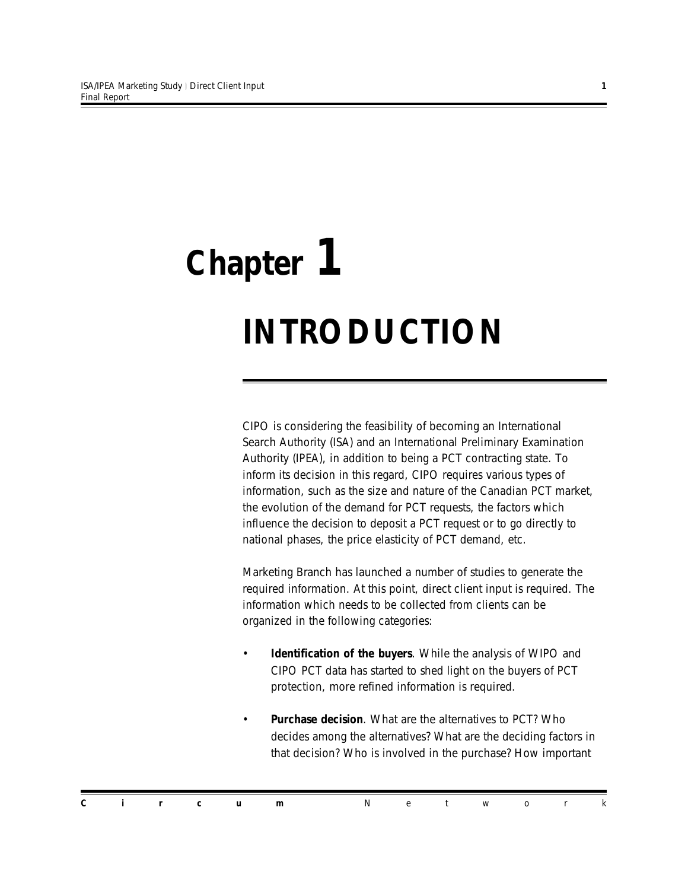# Chapter 1

# INTRODUCTION

CIPO is considering the feasibility of becoming an International Search Authority (ISA) and an International Preliminary Examination Authority (IPEA), in addition to being a PCT contracting state. To inform its decision in this regard, CIPO requires various types of information, such as the size and nature of the Canadian PCT market, the evolution of the demand for PCT requests, the factors which influence the decision to deposit a PCT request or to go directly to national phases, the price elasticity of PCT demand, etc.

Marketing Branch has launched a number of studies to generate the required information. At this point, direct client input is required. The information which needs to be collected from clients can be organized in the following categories:

- **Identification of the buyers**. While the analysis of WIPO and CIPO PCT data has started to shed light on the buyers of PCT protection, more refined information is required.
- **Purchase decision**. What are the alternatives to PCT? Who decides among the alternatives? What are the deciding factors in that decision? Who is involved in the purchase? How important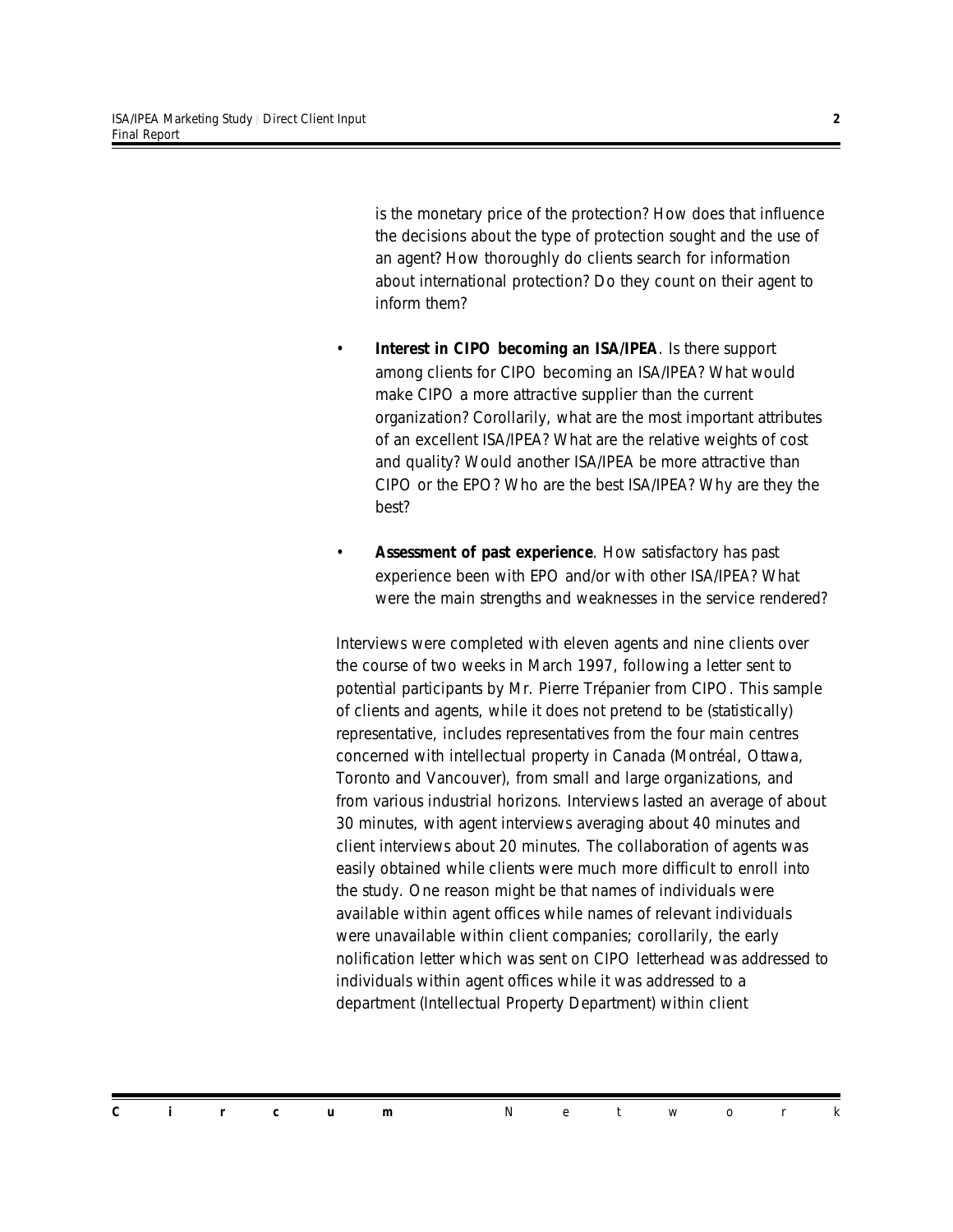is the monetary price of the protection? How does that influence the decisions about the type of protection sought and the use of an agent? How thoroughly do clients search for information about international protection? Do they count on their agent to inform them?

- **Interest in CIPO becoming an ISA/IPEA**. Is there support among clients for CIPO becoming an ISA/IPEA? What would make CIPO a more attractive supplier than the current organization? Corollarily, what are the most important attributes of an excellent ISA/IPEA? What are the relative weights of cost and quality? Would another ISA/IPEA be more attractive than CIPO or the EPO? Who are the best ISA/IPEA? Why are they the best?

- **Assessment of past experience**. How satisfactory has past experience been with EPO and/or with other ISA/IPEA? What were the main strengths and weaknesses in the service rendered?

Interviews were completed with eleven agents and nine clients over the course of two weeks in March 1997, following a letter sent to potential participants by Mr. Pierre Trépanier from CIPO. This sample of clients and agents, while it does not pretend to be (statistically) representative, includes representatives from the four main centres concerned with intellectual property in Canada (Montréal, Ottawa, Toronto and Vancouver), from small and large organizations, and from various industrial horizons. Interviews lasted an average of about 30 minutes, with agent interviews averaging about 40 minutes and client interviews about 20 minutes. The collaboration of agents was easily obtained while clients were much more difficult to enroll into the study. One reason might be that names of individuals were available within agent offices while names of relevant individuals were unavailable within client companies; corollarily, the early nolification letter which was sent on CIPO letterhead was addressed to individuals within agent offices while it was addressed to a department (Intellectual Property Department) within client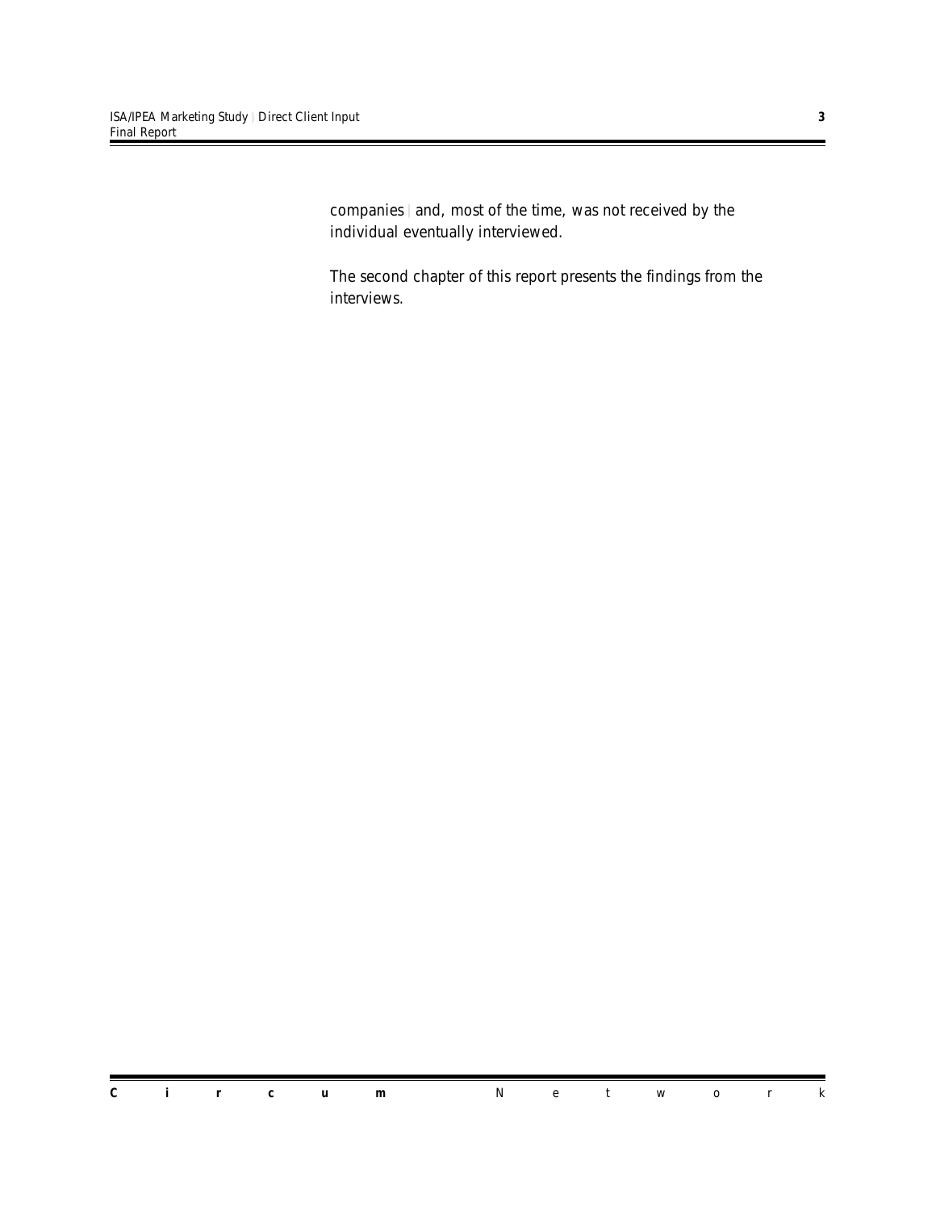companies – and, most of the time, was not received by the individual eventually interviewed.

The second chapter of this report presents the findings from the interviews.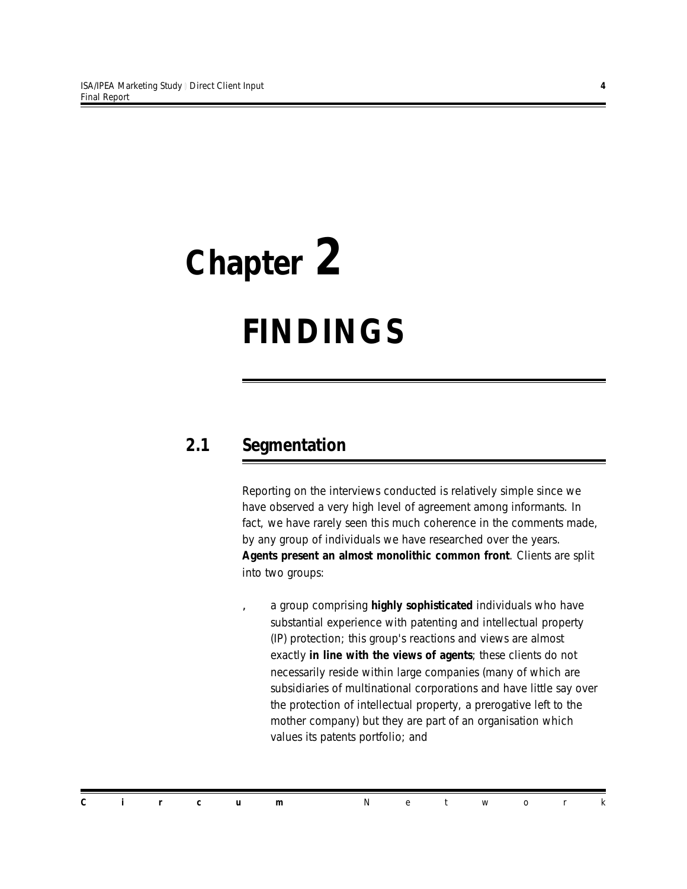# Chapter 2

# FINDINGS

## 2.1 Segmentation

Reporting on the interviews conducted is relatively simple since we have observed a very high level of agreement among informants. In fact, we have rarely seen this much coherence in the comments made, by any group of individuals we have researched over the years. **Agents present an almost monolithic common front**. Clients are split into two groups:

- a group comprising **highly sophisticated** individuals who have substantial experience with patenting and intellectual property (IP) protection; this group's reactions and views are almost exactly **in line with the views of agents**; these clients do not necessarily reside within large companies (many of which are subsidiaries of multinational corporations and have little say over the protection of intellectual property, a prerogative left to the mother company) but they are part of an organisation which values its patents portfolio; and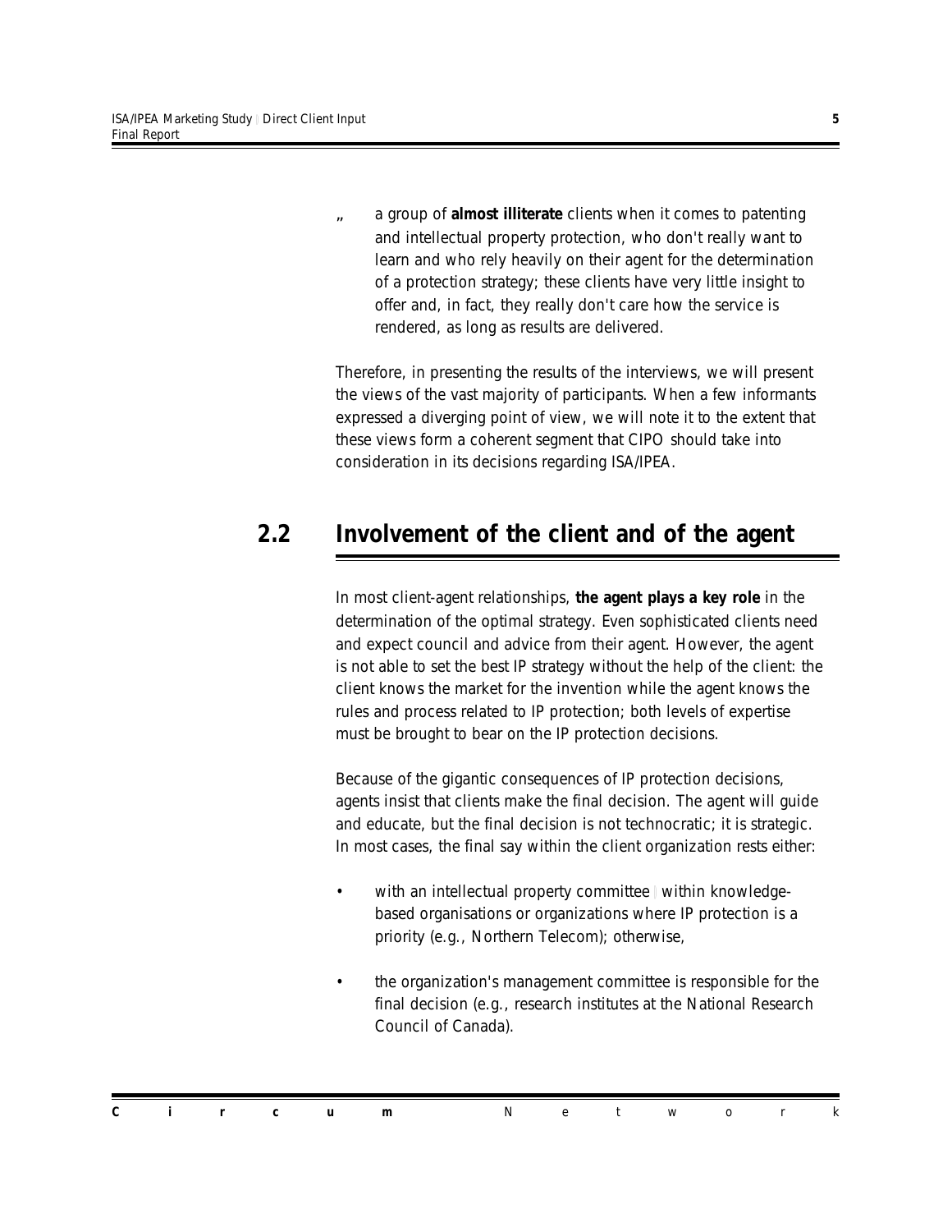- a group of **almost illiterate** clients when it comes to patenting and intellectual property protection, who don't really want to learn and who rely heavily on their agent for the determination of a protection strategy; these clients have very little insight to offer and, in fact, they really don't care how the service is rendered, as long as results are delivered.

Therefore, in presenting the results of the interviews, we will present the views of the vast majority of participants. When a few informants expressed a diverging point of view, we will note it to the extent that these views form a coherent segment that CIPO should take into consideration in its decisions regarding ISA/IPEA.

## 2.2 Involvement of the client and of the agent

In most client-agent relationships, **the agent plays a key role** in the determination of the optimal strategy. Even sophisticated clients need and expect council and advice from their agent. However, the agent is not able to set the best IP strategy without the help of the client: the client knows the market for the invention while the agent knows the rules and process related to IP protection; both levels of expertise must be brought to bear on the IP protection decisions.

Because of the gigantic consequences of IP protection decisions, agents insist that clients make the final decision. The agent will guide and educate, but the final decision is not technocratic; it is strategic. In most cases, the final say within the client organization rests either:

- with an intellectual property committee within knowledge-based organisations or organizations where IP protection is a priority (e.g., Northern Telecom); otherwise,
- the organization's management committee is responsible for the final decision (e.g., research institutes at the National Research Council of Canada).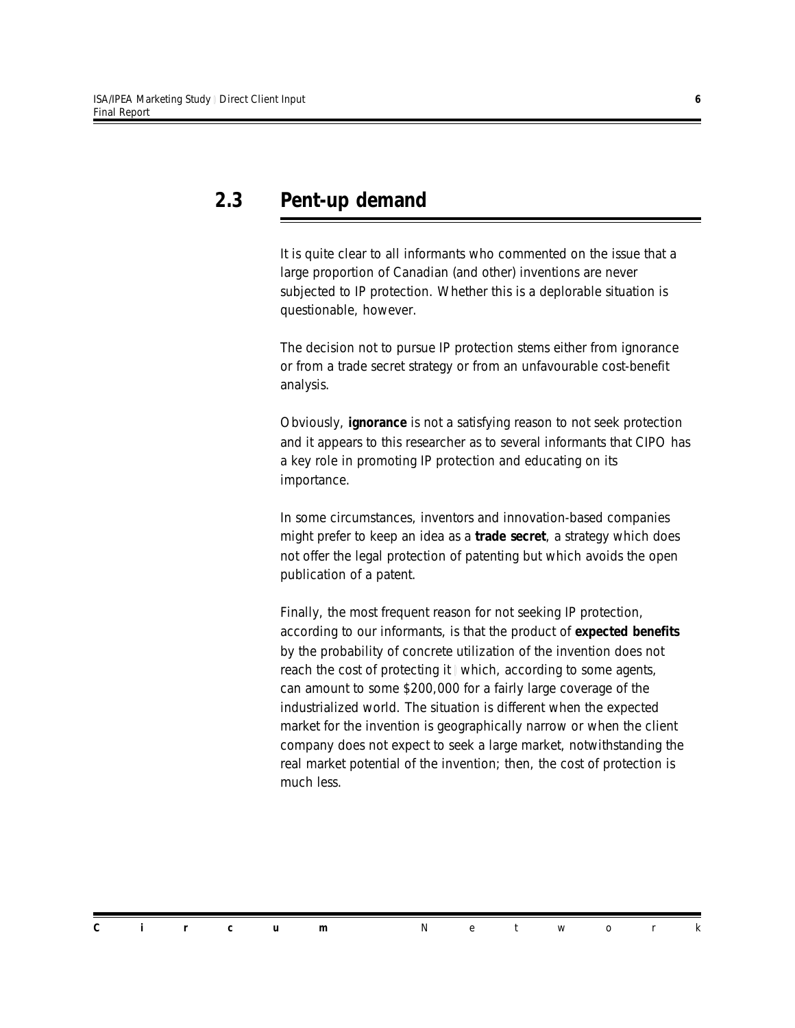## 2.3 Pent-up demand

It is quite clear to all informants who commented on the issue that a large proportion of Canadian (and other) inventions are never subjected to IP protection. Whether this is a deplorable situation is questionable, however.

The decision not to pursue IP protection stems either from ignorance or from a trade secret strategy or from an unfavourable cost-benefit analysis.

Obviously, **ignorance** is not a satisfying reason to not seek protection and it appears to this researcher as to several informants that CIPO has a key role in promoting IP protection and educating on its importance.

In some circumstances, inventors and innovation-based companies might prefer to keep an idea as a **trade secret**, a strategy which does not offer the legal protection of patenting but which avoids the open publication of a patent.

Finally, the most frequent reason for not seeking IP protection, according to our informants, is that the product of **expected benefits** by the probability of concrete utilization of the invention does not reach the cost of protecting it – which, according to some agents, can amount to some $200,000 for a fairly large coverage of the industrialized world. The situation is different when the expected market for the invention is geographically narrow or when the client company does not expect to seek a large market, notwithstanding the real market potential of the invention; then, the cost of protection is much less.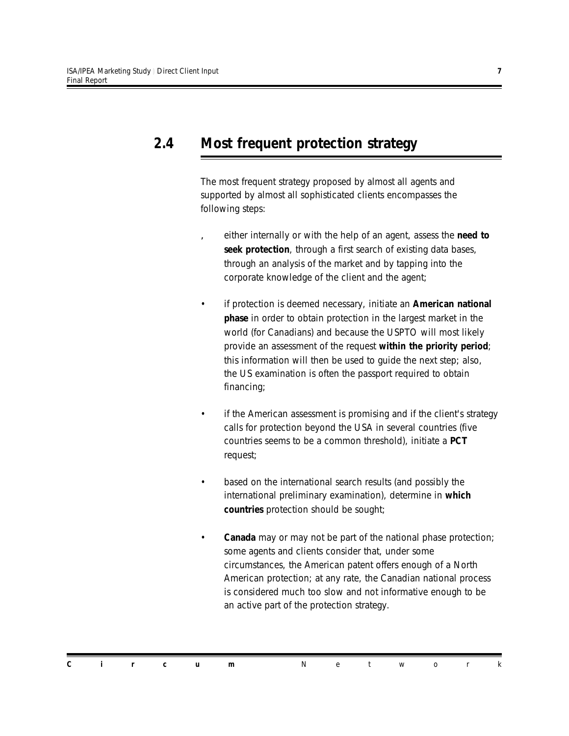## 2.4 Most frequent protection strategy

The most frequent strategy proposed by almost all agents and supported by almost all sophisticated clients encompasses the following steps:

- either internally or with the help of an agent, assess the **need to seek protection**, through a first search of existing data bases, through an analysis of the market and by tapping into the corporate knowledge of the client and the agent;
- if protection is deemed necessary, initiate an **American national phase** in order to obtain protection in the largest market in the world (for Canadians) and because the USPTO will most likely provide an assessment of the request **within the priority period**; this information will then be used to guide the next step; also, the US examination is often the passport required to obtain financing;
- if the American assessment is promising and if the client's strategy calls for protection beyond the USA in several countries (five countries seems to be a common threshold), initiate a **PCT** request;
- based on the international search results (and possibly the international preliminary examination), determine in **which countries** protection should be sought;
- **Canada** may or may not be part of the national phase protection; some agents and clients consider that, under some circumstances, the American patent offers enough of a North American protection; at any rate, the Canadian national process is considered much too slow and not informative enough to be an active part of the protection strategy.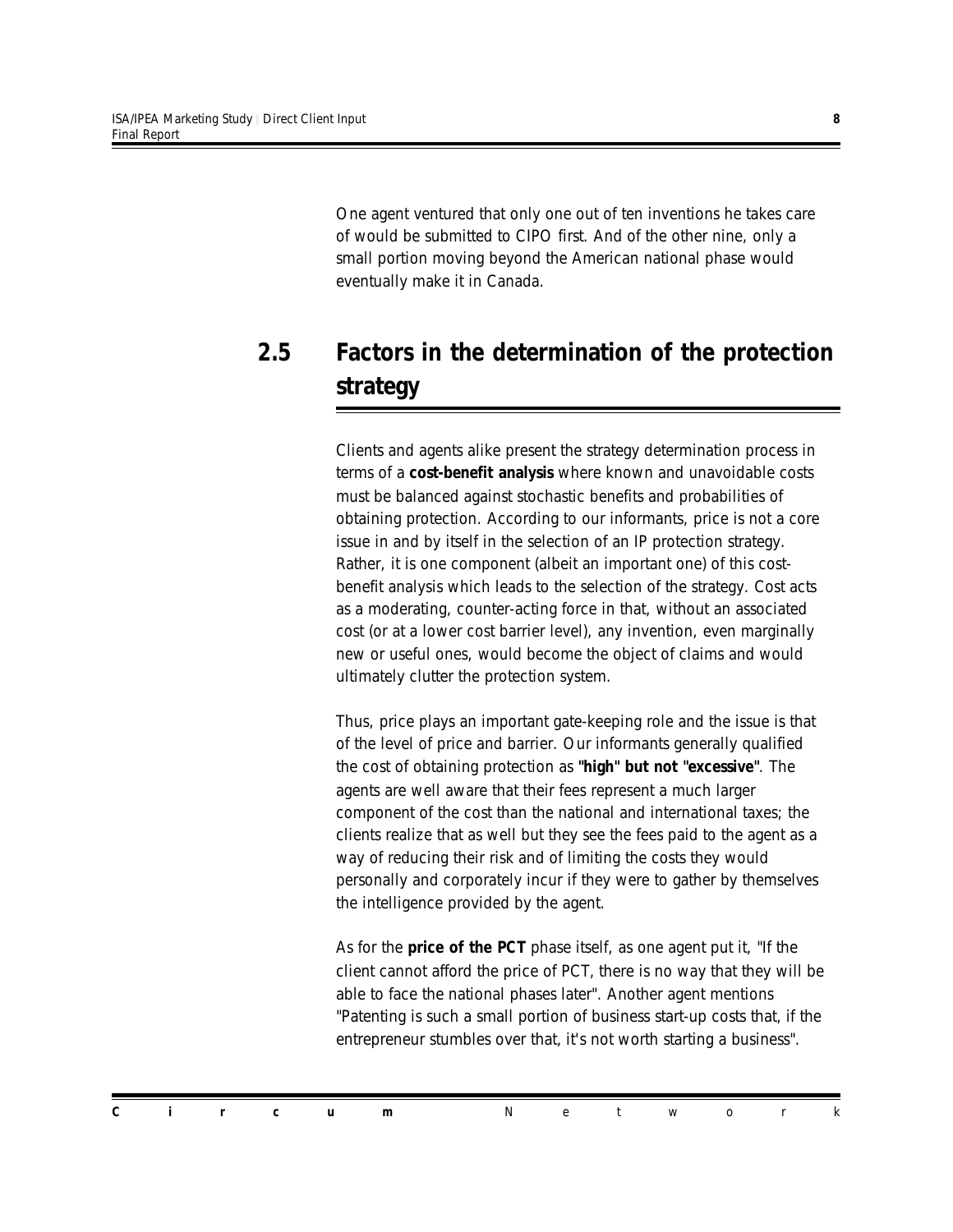One agent ventured that only one out of ten inventions he takes care of would be submitted to CIPO first. And of the other nine, only a small portion moving beyond the American national phase would eventually make it in Canada.

## 2.5 Factors in the determination of the protection strategy

Clients and agents alike present the strategy determination process in terms of a **cost-benefit analysis** where known and unavoidable costs must be balanced against stochastic benefits and probabilities of obtaining protection. According to our informants, price is not a core issue in and by itself in the selection of an IP protection strategy. Rather, it is one component (albeit an important one) of this cost-benefit analysis which leads to the selection of the strategy. Cost acts as a moderating, counter-acting force in that, without an associated cost (or at a lower cost barrier level), any invention, even marginally new or useful ones, would become the object of claims and would ultimately clutter the protection system.

Thus, price plays an important gate-keeping role and the issue is that of the level of price and barrier. Our informants generally qualified the cost of obtaining protection as **"high" but not "excessive"**. The agents are well aware that their fees represent a much larger component of the cost than the national and international taxes; the clients realize that as well but they see the fees paid to the agent as a way of reducing their risk and of limiting the costs they would personally and corporately incur if they were to gather by themselves the intelligence provided by the agent.

As for the **price of the PCT** phase itself, as one agent put it, "If the client cannot afford the price of PCT, there is no way that they will be able to face the national phases later". Another agent mentions "Patenting is such a small portion of business start-up costs that, if the entrepreneur stumbles over that, it's not worth starting a business".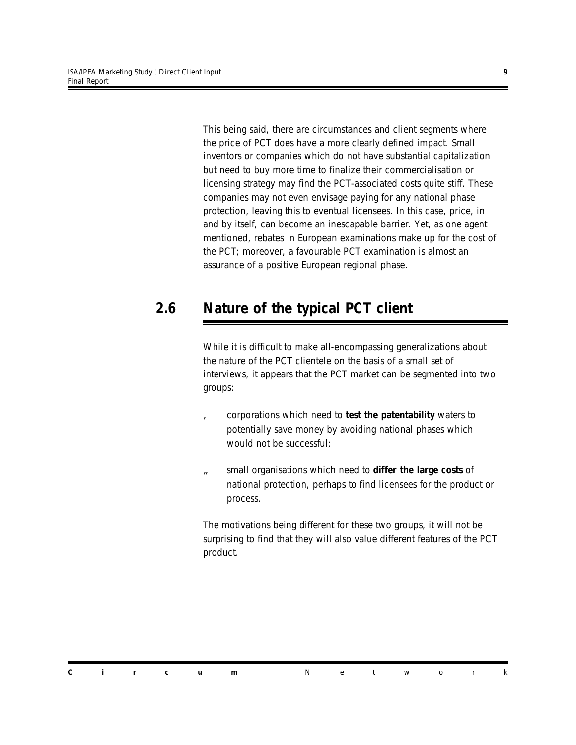This being said, there are circumstances and client segments where the price of PCT does have a more clearly defined impact. Small inventors or companies which do not have substantial capitalization but need to buy more time to finalize their commercialisation or licensing strategy may find the PCT-associated costs quite stiff. These companies may not even envisage paying for any national phase protection, leaving this to eventual licensees. In this case, price, in and by itself, can become an inescapable barrier. Yet, as one agent mentioned, rebates in European examinations make up for the cost of the PCT; moreover, a favourable PCT examination is almost an assurance of a positive European regional phase.

## 2.6 Nature of the typical PCT client

While it is difficult to make all-encompassing generalizations about the nature of the PCT clientele on the basis of a small set of interviews, it appears that the PCT market can be segmented into two groups:

- corporations which need to **test the patentability** waters to potentially save money by avoiding national phases which would not be successful;
- small organisations which need to **differ the large costs** of national protection, perhaps to find licensees for the product or process.

The motivations being different for these two groups, it will not be surprising to find that they will also value different features of the PCT product.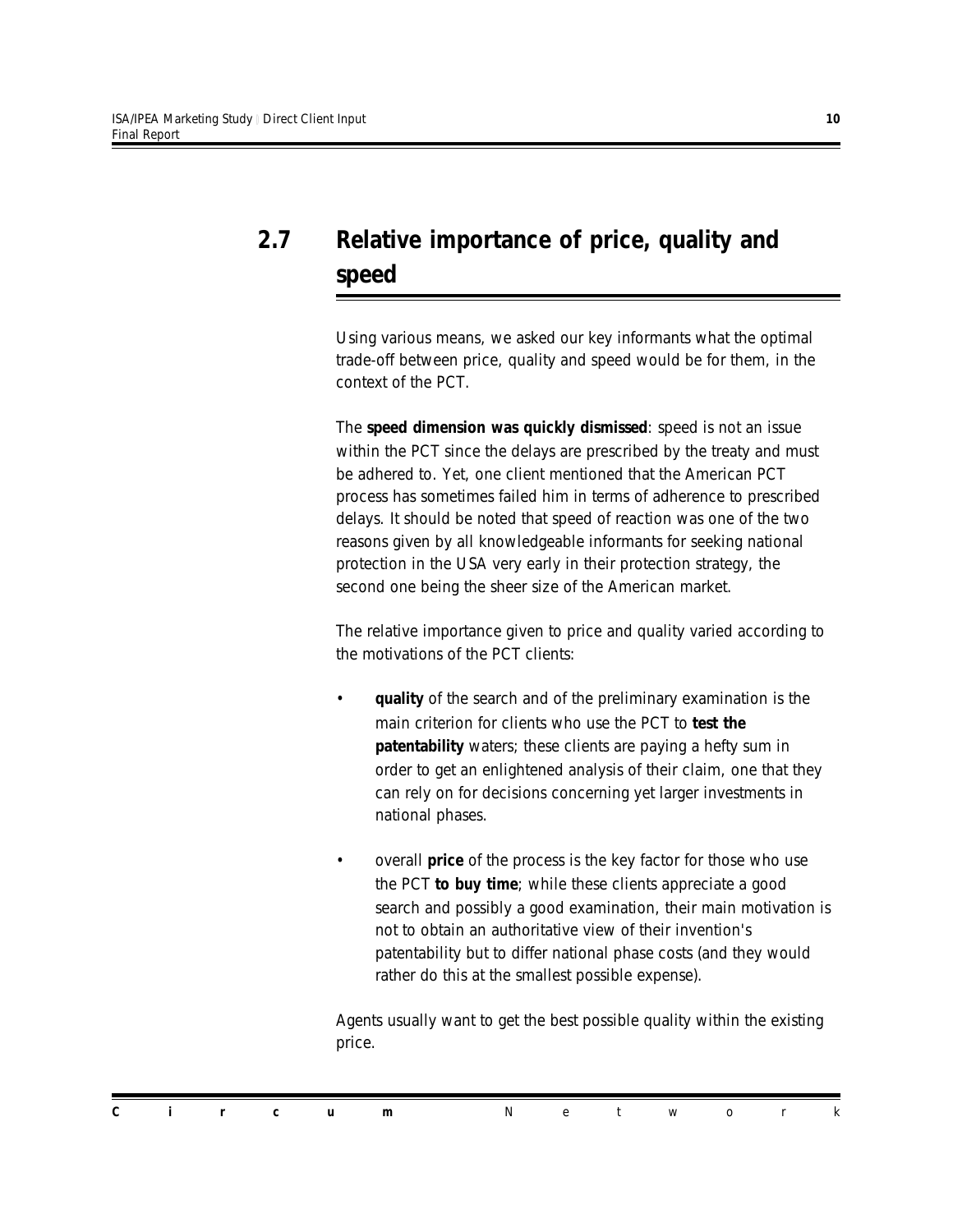## 2.7 Relative importance of price, quality and speed

Using various means, we asked our key informants what the optimal trade-off between price, quality and speed would be for them, in the context of the PCT.

The **speed dimension was quickly dismissed**: speed is not an issue within the PCT since the delays are prescribed by the treaty and must be adhered to. Yet, one client mentioned that the American PCT process has sometimes failed him in terms of adherence to prescribed delays. It should be noted that speed of reaction was one of the two reasons given by all knowledgeable informants for seeking national protection in the USA very early in their protection strategy, the second one being the sheer size of the American market.

The relative importance given to price and quality varied according to the motivations of the PCT clients:

- **quality** of the search and of the preliminary examination is the main criterion for clients who use the PCT to **test the patentability** waters; these clients are paying a hefty sum in order to get an enlightened analysis of their claim, one that they can rely on for decisions concerning yet larger investments in national phases.
- overall **price** of the process is the key factor for those who use the PCT **to buy time**; while these clients appreciate a good search and possibly a good examination, their main motivation is not to obtain an authoritative view of their invention's patentability but to differ national phase costs (and they would rather do this at the smallest possible expense).

Agents usually want to get the best possible quality within the existing price.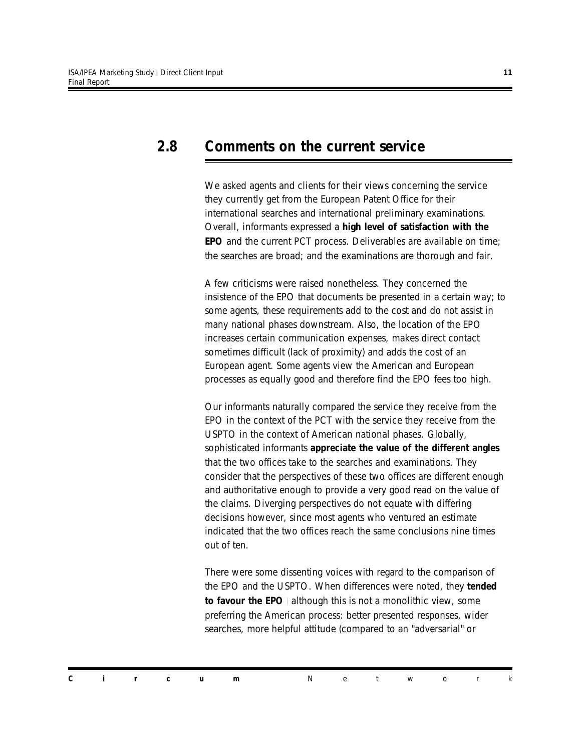## 2.8 Comments on the current service

We asked agents and clients for their views concerning the service they currently get from the European Patent Office for their international searches and international preliminary examinations. Overall, informants expressed a **high level of satisfaction with the EPO** and the current PCT process. Deliverables are available on time; the searches are broad; and the examinations are thorough and fair.

A few criticisms were raised nonetheless. They concerned the insistence of the EPO that documents be presented in a certain way; to some agents, these requirements add to the cost and do not assist in many national phases downstream. Also, the location of the EPO increases certain communication expenses, makes direct contact sometimes difficult (lack of proximity) and adds the cost of an European agent. Some agents view the American and European processes as equally good and therefore find the EPO fees too high.

Our informants naturally compared the service they receive from the EPO in the context of the PCT with the service they receive from the USPTO in the context of American national phases. Globally, sophisticated informants **appreciate the value of the different angles** that the two offices take to the searches and examinations. They consider that the perspectives of these two offices are different enough and authoritative enough to provide a very good read on the value of the claims. Diverging perspectives do not equate with differing decisions however, since most agents who ventured an estimate indicated that the two offices reach the same conclusions nine times out of ten.

There were some dissenting voices with regard to the comparison of the EPO and the USPTO. When differences were noted, they **tended to favour the EPO** | although this is not a monolithic view, some preferring the American process: better presented responses, wider searches, more helpful attitude (compared to an "adversarial" or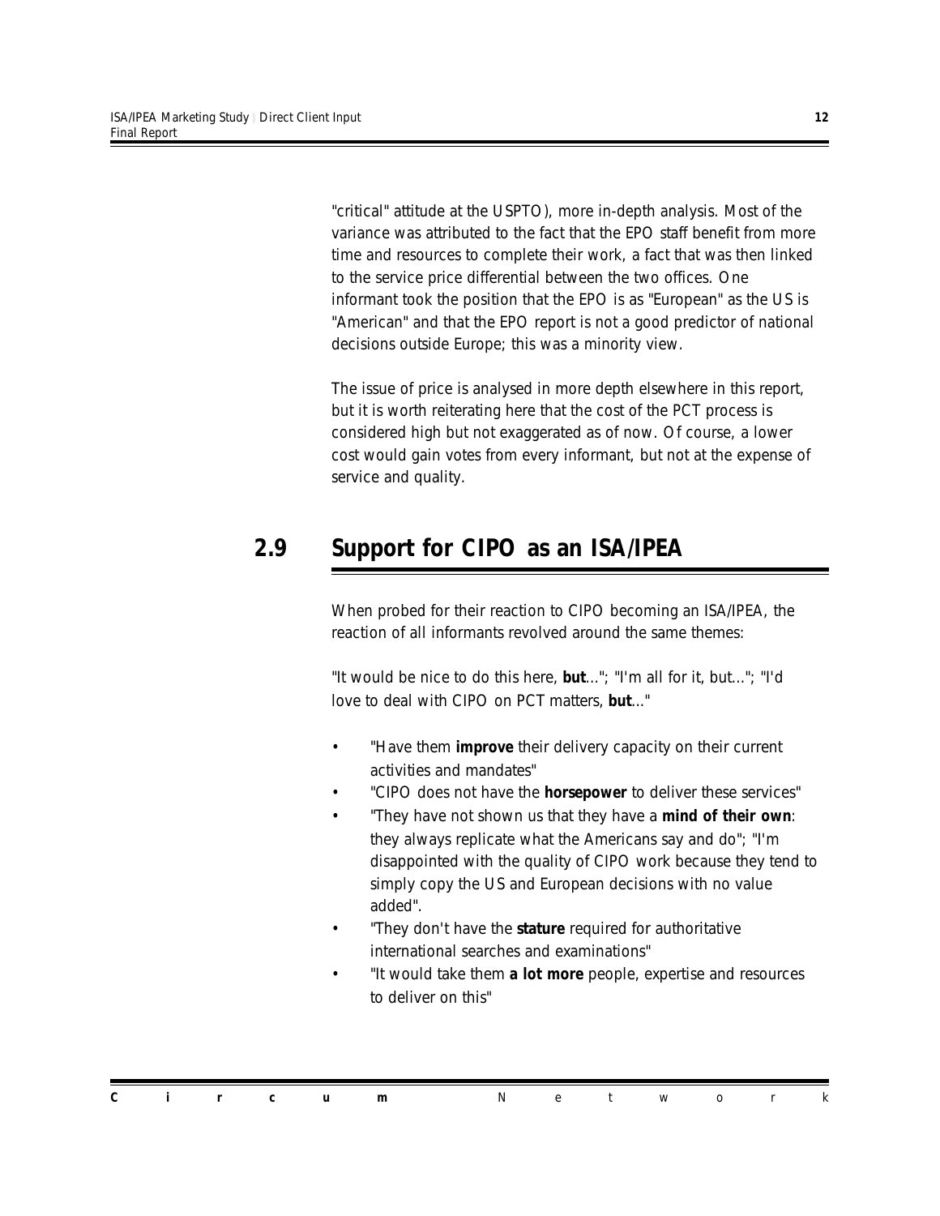"critical" attitude at the USPTO), more in-depth analysis. Most of the variance was attributed to the fact that the EPO staff benefit from more time and resources to complete their work, a fact that was then linked to the service price differential between the two offices. One informant took the position that the EPO is as "European" as the US is "American" and that the EPO report is not a good predictor of national decisions outside Europe; this was a minority view.

The issue of price is analysed in more depth elsewhere in this report, but it is worth reiterating here that the cost of the PCT process is considered high but not exaggerated as of now. Of course, a lower cost would gain votes from every informant, but not at the expense of service and quality.

## 2.9 Support for CIPO as an ISA/IPEA

When probed for their reaction to CIPO becoming an ISA/IPEA, the reaction of all informants revolved around the same themes:

"It would be nice to do this here, **but**..."; "I'm all for it, but..."; "I'd love to deal with CIPO on PCT matters, **but**..."

- "Have them **improve** their delivery capacity on their current activities and mandates"
- "CIPO does not have the **horsepower** to deliver these services"
- "They have not shown us that they have a **mind of their own**: they always replicate what the Americans say and do"; "I'm disappointed with the quality of CIPO work because they tend to simply copy the US and European decisions with no value added".
- "They don't have the **stature** required for authoritative international searches and examinations"
- "It would take them **a lot more** people, expertise and resources to deliver on this"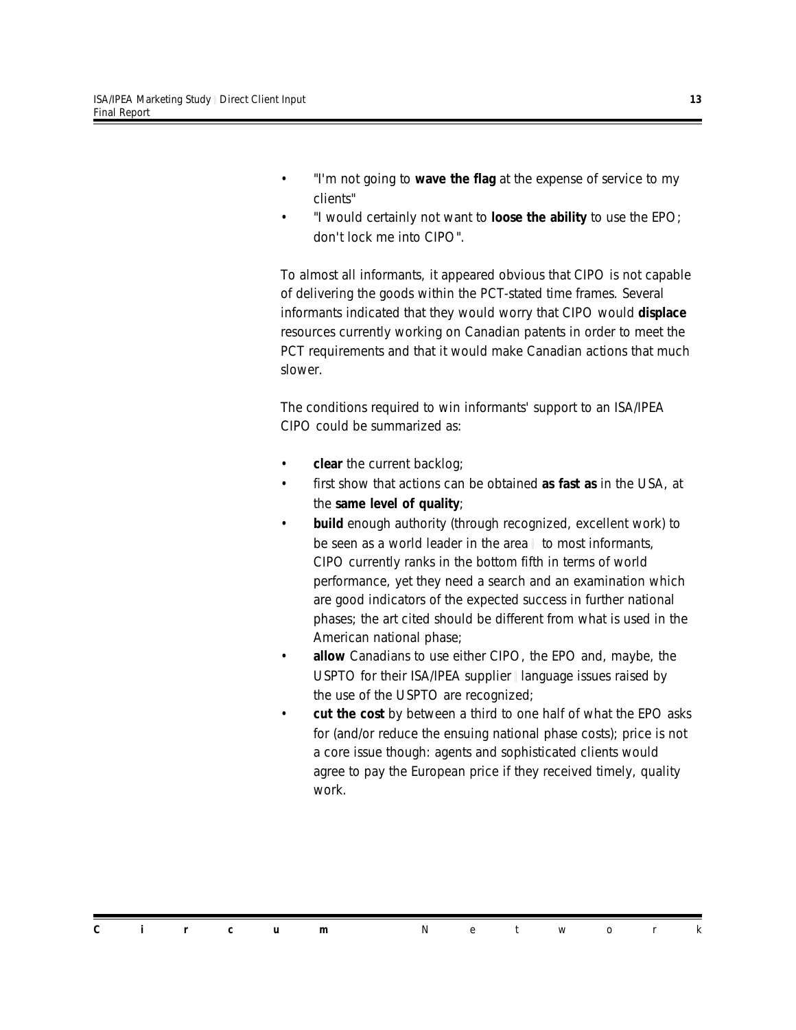- "I'm not going to **wave the flag** at the expense of service to my clients"
- "I would certainly not want to **loose the ability** to use the EPO; don't lock me into CIPO".

To almost all informants, it appeared obvious that CIPO is not capable of delivering the goods within the PCT-stated time frames. Several informants indicated that they would worry that CIPO would **displace** resources currently working on Canadian patents in order to meet the PCT requirements and that it would make Canadian actions that much slower.

The conditions required to win informants' support to an ISA/IPEA CIPO could be summarized as:

- **clear** the current backlog;
- first show that actions can be obtained **as fast as** in the USA, at the **same level of quality**;
- **build** enough authority (through recognized, excellent work) to be seen as a world leader in the area ‒ to most informants, CIPO currently ranks in the bottom fifth in terms of world performance, yet they need a search and an examination which are good indicators of the expected success in further national phases; the art cited should be different from what is used in the American national phase;
- **allow** Canadians to use either CIPO, the EPO and, maybe, the USPTO for their ISA/IPEA supplier ‒ language issues raised by the use of the USPTO are recognized;
- **cut the cost** by between a third to one half of what the EPO asks for (and/or reduce the ensuing national phase costs); price is not a core issue though: agents and sophisticated clients would agree to pay the European price if they received timely, quality work.